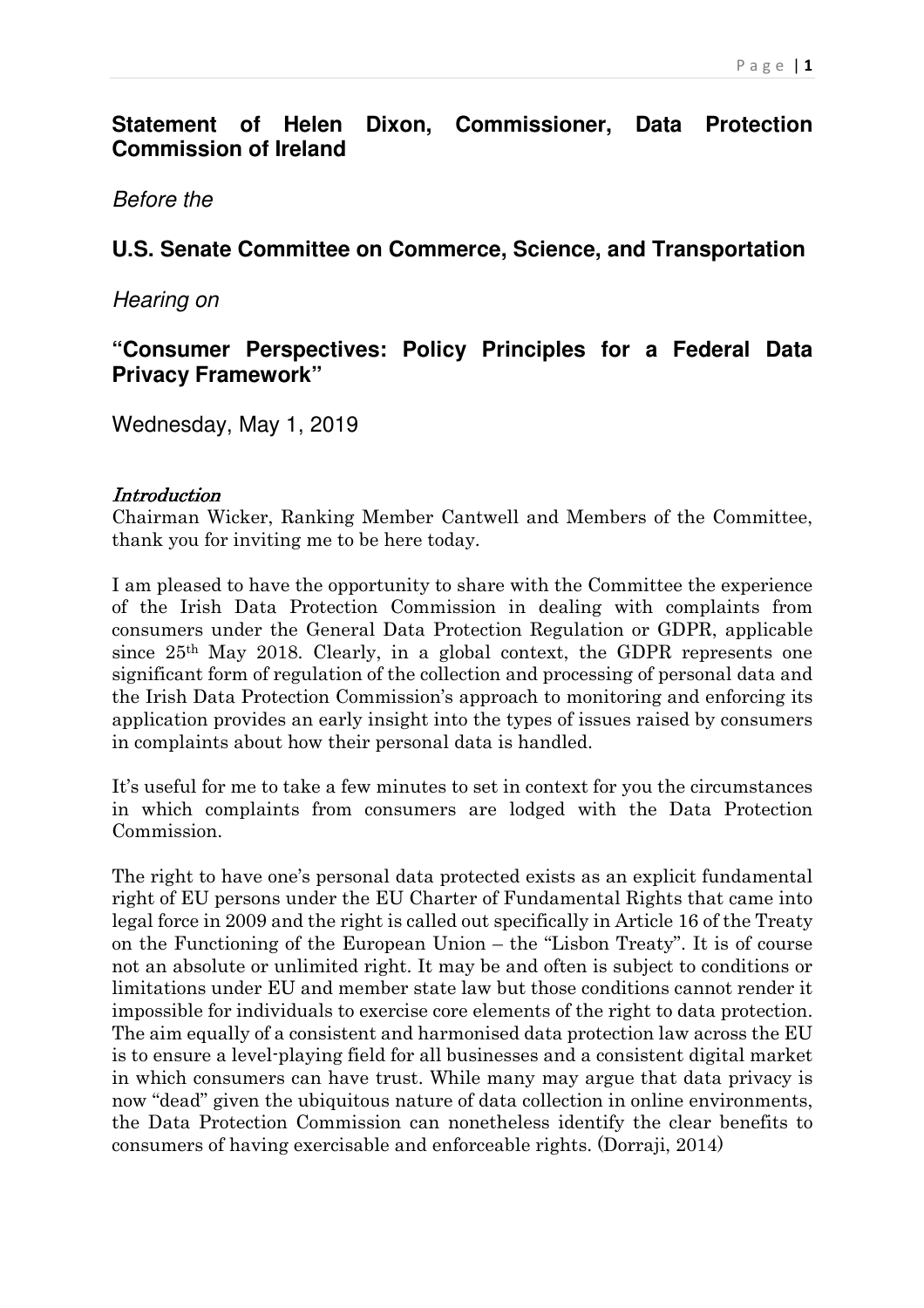# Statement of Helen Dixon, Commissioner, Data Protection Commission of Ireland

*Before the*

## U.S. Senate Committee on Commerce, Science, and Transportation

*Hearing on*

## "Consumer Perspectives: Policy Principles for a Federal Data Privacy Framework"

Wednesday, May 1, 2019

### *Introduction*

Chairman Wicker, Ranking Member Cantwell and Members of the Committee, thank you for inviting me to be here today.

I am pleased to have the opportunity to share with the Committee the experience of the Irish Data Protection Commission in dealing with complaints from consumers under the General Data Protection Regulation or GDPR, applicable since 25th May 2018. Clearly, in a global context, the GDPR represents one significant form of regulation of the collection and processing of personal data and the Irish Data Protection Commission's approach to monitoring and enforcing its application provides an early insight into the types of issues raised by consumers in complaints about how their personal data is handled.

It's useful for me to take a few minutes to set in context for you the circumstances in which complaints from consumers are lodged with the Data Protection Commission.

The right to have one's personal data protected exists as an explicit fundamental right of EU persons under the EU Charter of Fundamental Rights that came into legal force in 2009 and the right is called out specifically in Article 16 of the Treaty on the Functioning of the European Union – the "Lisbon Treaty". It is of course not an absolute or unlimited right. It may be and often is subject to conditions or limitations under EU and member state law but those conditions cannot render it impossible for individuals to exercise core elements of the right to data protection. The aim equally of a consistent and harmonised data protection law across the EU is to ensure a level-playing field for all businesses and a consistent digital market in which consumers can have trust. While many may argue that data privacy is now "dead" given the ubiquitous nature of data collection in online environments, the Data Protection Commission can nonetheless identify the clear benefits to consumers of having exercisable and enforceable rights. (Dorraji, 2014)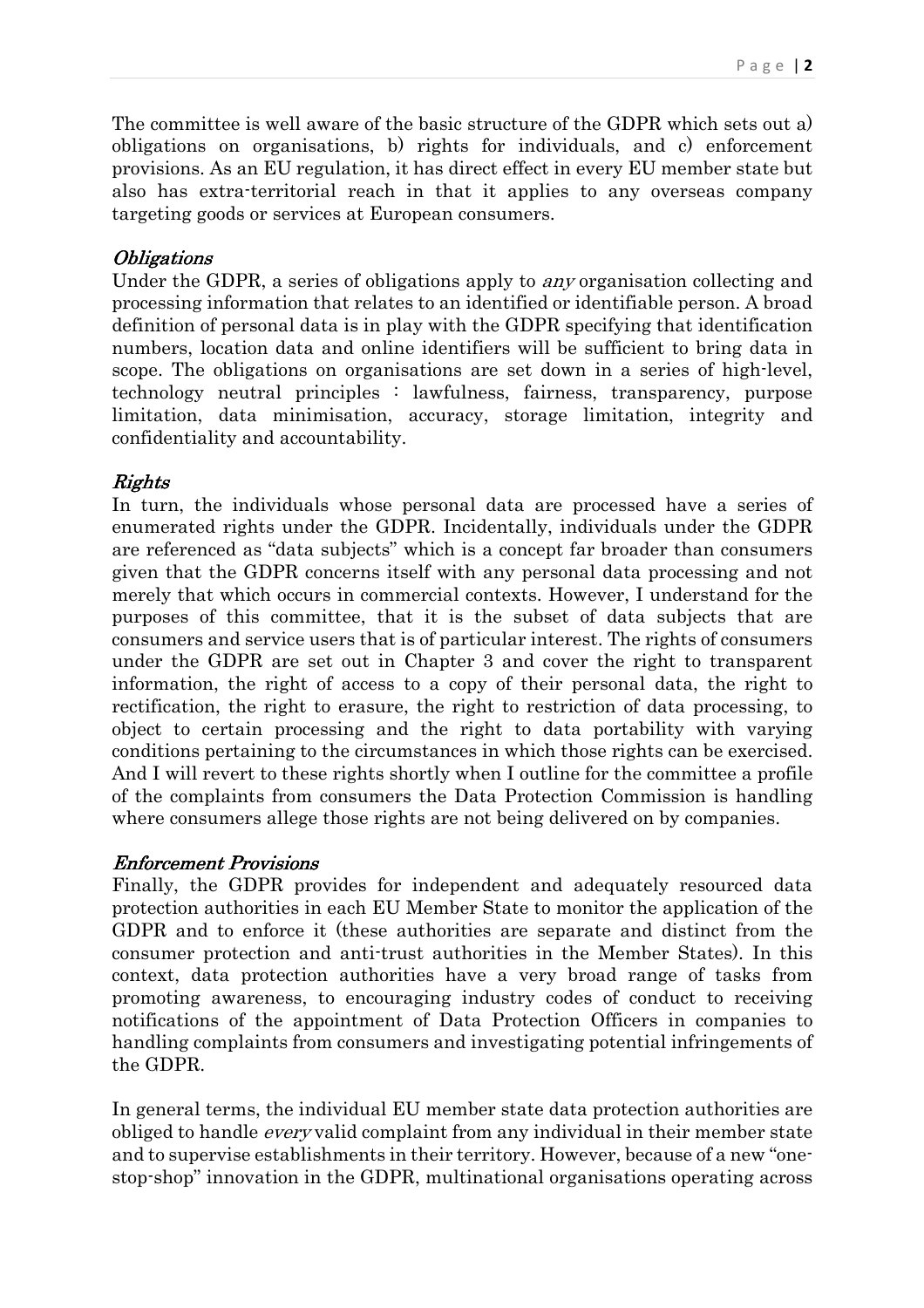The committee is well aware of the basic structure of the GDPR which sets out a) obligations on organisations, b) rights for individuals, and c) enforcement provisions. As an EU regulation, it has direct effect in every EU member state but also has extra-territorial reach in that it applies to any overseas company targeting goods or services at European consumers.

*Obligations*

Under the GDPR, a series of obligations apply to *any* organisation collecting and processing information that relates to an identified or identifiable person. A broad definition of personal data is in play with the GDPR specifying that identification numbers, location data and online identifiers will be sufficient to bring data in scope. The obligations on organisations are set down in a series of high-level, technology neutral principles : lawfulness, fairness, transparency, purpose limitation, data minimisation, accuracy, storage limitation, integrity and confidentiality and accountability.

*Rights*

In turn, the individuals whose personal data are processed have a series of enumerated rights under the GDPR. Incidentally, individuals under the GDPR are referenced as "data subjects" which is a concept far broader than consumers given that the GDPR concerns itself with any personal data processing and not merely that which occurs in commercial contexts. However, I understand for the purposes of this committee, that it is the subset of data subjects that are consumers and service users that is of particular interest. The rights of consumers under the GDPR are set out in Chapter 3 and cover the right to transparent information, the right of access to a copy of their personal data, the right to rectification, the right to erasure, the right to restriction of data processing, to object to certain processing and the right to data portability with varying conditions pertaining to the circumstances in which those rights can be exercised. And I will revert to these rights shortly when I outline for the committee a profile of the complaints from consumers the Data Protection Commission is handling where consumers allege those rights are not being delivered on by companies.

*Enforcement Provisions*

Finally, the GDPR provides for independent and adequately resourced data protection authorities in each EU Member State to monitor the application of the GDPR and to enforce it (these authorities are separate and distinct from the consumer protection and anti-trust authorities in the Member States). In this context, data protection authorities have a very broad range of tasks from promoting awareness, to encouraging industry codes of conduct to receiving notifications of the appointment of Data Protection Officers in companies to handling complaints from consumers and investigating potential infringements of the GDPR.

In general terms, the individual EU member state data protection authorities are obliged to handle *every* valid complaint from any individual in their member state and to supervise establishments in their territory. However, because of a new "one-stop-shop" innovation in the GDPR, multinational organisations operating across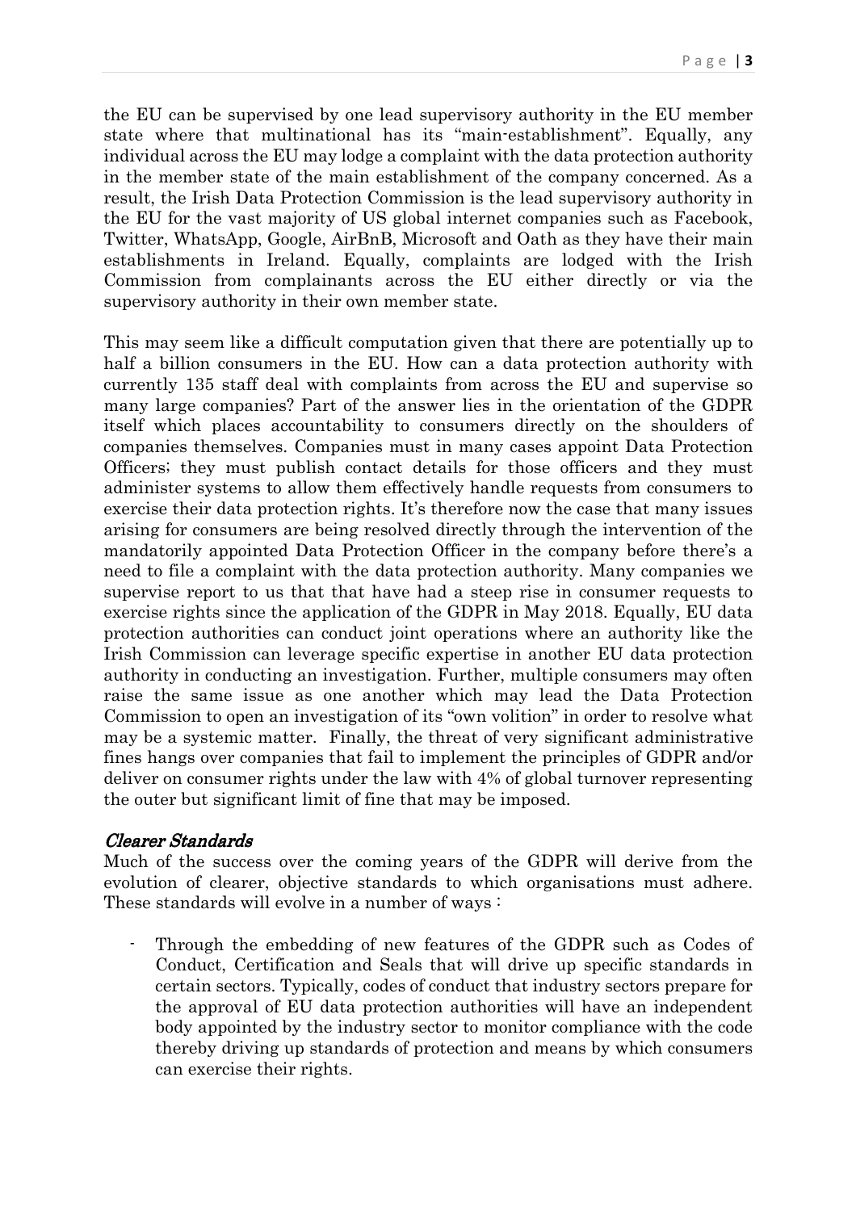the EU can be supervised by one lead supervisory authority in the EU member state where that multinational has its "main-establishment". Equally, any individual across the EU may lodge a complaint with the data protection authority in the member state of the main establishment of the company concerned. As a result, the Irish Data Protection Commission is the lead supervisory authority in the EU for the vast majority of US global internet companies such as Facebook, Twitter, WhatsApp, Google, AirBnB, Microsoft and Oath as they have their main establishments in Ireland. Equally, complaints are lodged with the Irish Commission from complainants across the EU either directly or via the supervisory authority in their own member state.

This may seem like a difficult computation given that there are potentially up to half a billion consumers in the EU. How can a data protection authority with currently 135 staff deal with complaints from across the EU and supervise so many large companies? Part of the answer lies in the orientation of the GDPR itself which places accountability to consumers directly on the shoulders of companies themselves. Companies must in many cases appoint Data Protection Officers; they must publish contact details for those officers and they must administer systems to allow them effectively handle requests from consumers to exercise their data protection rights. It's therefore now the case that many issues arising for consumers are being resolved directly through the intervention of the mandatorily appointed Data Protection Officer in the company before there's a need to file a complaint with the data protection authority. Many companies we supervise report to us that that have had a steep rise in consumer requests to exercise rights since the application of the GDPR in May 2018. Equally, EU data protection authorities can conduct joint operations where an authority like the Irish Commission can leverage specific expertise in another EU data protection authority in conducting an investigation. Further, multiple consumers may often raise the same issue as one another which may lead the Data Protection Commission to open an investigation of its "own volition" in order to resolve what may be a systemic matter. Finally, the threat of very significant administrative fines hangs over companies that fail to implement the principles of GDPR and/or deliver on consumer rights under the law with 4% of global turnover representing the outer but significant limit of fine that may be imposed.

### *Clearer Standards*

Much of the success over the coming years of the GDPR will derive from the evolution of clearer, objective standards to which organisations must adhere. These standards will evolve in a number of ways :

- Through the embedding of new features of the GDPR such as Codes of Conduct, Certification and Seals that will drive up specific standards in certain sectors. Typically, codes of conduct that industry sectors prepare for the approval of EU data protection authorities will have an independent body appointed by the industry sector to monitor compliance with the code thereby driving up standards of protection and means by which consumers can exercise their rights.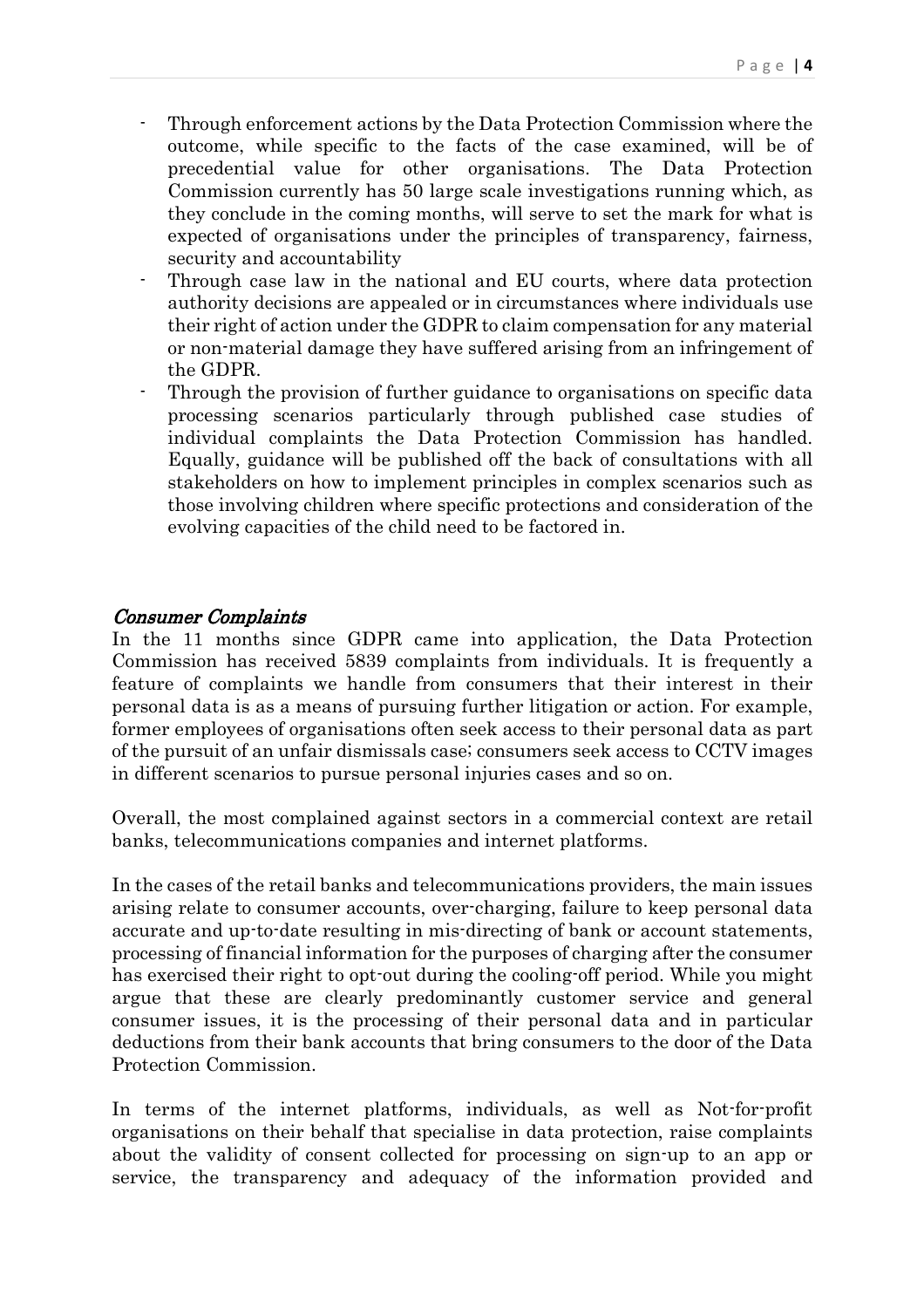- Through enforcement actions by the Data Protection Commission where the outcome, while specific to the facts of the case examined, will be of precedential value for other organisations. The Data Protection Commission currently has 50 large scale investigations running which, as they conclude in the coming months, will serve to set the mark for what is expected of organisations under the principles of transparency, fairness, security and accountability
- Through case law in the national and EU courts, where data protection authority decisions are appealed or in circumstances where individuals use their right of action under the GDPR to claim compensation for any material or non-material damage they have suffered arising from an infringement of the GDPR.
- Through the provision of further guidance to organisations on specific data processing scenarios particularly through published case studies of individual complaints the Data Protection Commission has handled. Equally, guidance will be published off the back of consultations with all stakeholders on how to implement principles in complex scenarios such as those involving children where specific protections and consideration of the evolving capacities of the child need to be factored in.

### *Consumer Complaints*

In the 11 months since GDPR came into application, the Data Protection Commission has received 5839 complaints from individuals. It is frequently a feature of complaints we handle from consumers that their interest in their personal data is as a means of pursuing further litigation or action. For example, former employees of organisations often seek access to their personal data as part of the pursuit of an unfair dismissals case; consumers seek access to CCTV images in different scenarios to pursue personal injuries cases and so on.

Overall, the most complained against sectors in a commercial context are retail banks, telecommunications companies and internet platforms.

In the cases of the retail banks and telecommunications providers, the main issues arising relate to consumer accounts, over-charging, failure to keep personal data accurate and up-to-date resulting in mis-directing of bank or account statements, processing of financial information for the purposes of charging after the consumer has exercised their right to opt-out during the cooling-off period. While you might argue that these are clearly predominantly customer service and general consumer issues, it is the processing of their personal data and in particular deductions from their bank accounts that bring consumers to the door of the Data Protection Commission.

In terms of the internet platforms, individuals, as well as Not-for-profit organisations on their behalf that specialise in data protection, raise complaints about the validity of consent collected for processing on sign-up to an app or service, the transparency and adequacy of the information provided and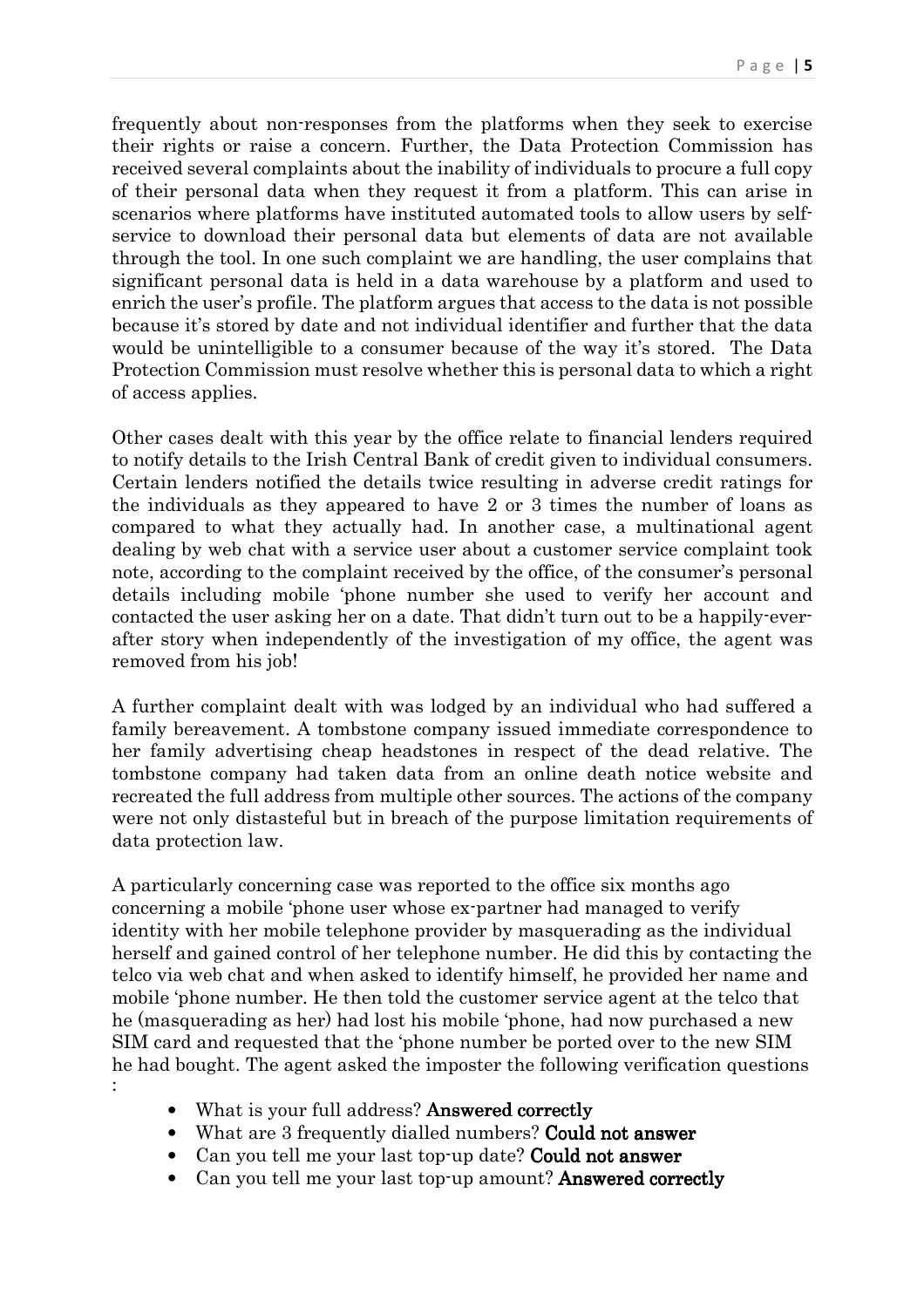frequently about non-responses from the platforms when they seek to exercise their rights or raise a concern. Further, the Data Protection Commission has received several complaints about the inability of individuals to procure a full copy of their personal data when they request it from a platform. This can arise in scenarios where platforms have instituted automated tools to allow users by self-service to download their personal data but elements of data are not available through the tool. In one such complaint we are handling, the user complains that significant personal data is held in a data warehouse by a platform and used to enrich the user's profile. The platform argues that access to the data is not possible because it's stored by date and not individual identifier and further that the data would be unintelligible to a consumer because of the way it's stored. The Data Protection Commission must resolve whether this is personal data to which a right of access applies.

Other cases dealt with this year by the office relate to financial lenders required to notify details to the Irish Central Bank of credit given to individual consumers. Certain lenders notified the details twice resulting in adverse credit ratings for the individuals as they appeared to have 2 or 3 times the number of loans as compared to what they actually had. In another case, a multinational agent dealing by web chat with a service user about a customer service complaint took note, according to the complaint received by the office, of the consumer's personal details including mobile 'phone number she used to verify her account and contacted the user asking her on a date. That didn't turn out to be a happily-ever-after story when independently of the investigation of my office, the agent was removed from his job!

A further complaint dealt with was lodged by an individual who had suffered a family bereavement. A tombstone company issued immediate correspondence to her family advertising cheap headstones in respect of the dead relative. The tombstone company had taken data from an online death notice website and recreated the full address from multiple other sources. The actions of the company were not only distasteful but in breach of the purpose limitation requirements of data protection law.

A particularly concerning case was reported to the office six months ago concerning a mobile 'phone user whose ex-partner had managed to verify identity with her mobile telephone provider by masquerading as the individual herself and gained control of her telephone number. He did this by contacting the telco via web chat and when asked to identify himself, he provided her name and mobile 'phone number. He then told the customer service agent at the telco that he (masquerading as her) had lost his mobile 'phone, had now purchased a new SIM card and requested that the 'phone number be ported over to the new SIM he had bought. The agent asked the imposter the following verification questions :

- What is your full address? **Answered correctly**
- What are 3 frequently dialled numbers? **Could not answer**
- Can you tell me your last top-up date? **Could not answer**
- Can you tell me your last top-up amount? **Answered correctly**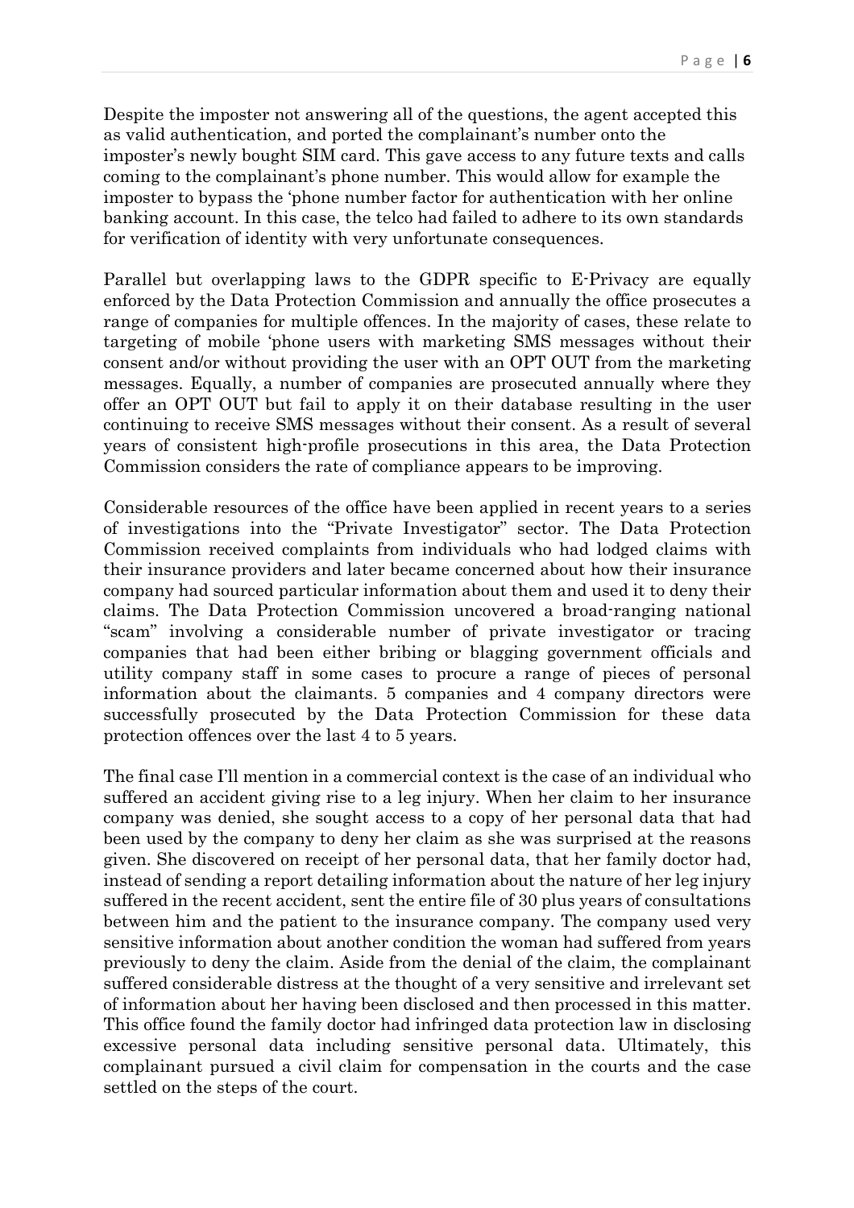Despite the imposter not answering all of the questions, the agent accepted this as valid authentication, and ported the complainant's number onto the imposter's newly bought SIM card. This gave access to any future texts and calls coming to the complainant's phone number. This would allow for example the imposter to bypass the 'phone number factor for authentication with her online banking account. In this case, the telco had failed to adhere to its own standards for verification of identity with very unfortunate consequences.

Parallel but overlapping laws to the GDPR specific to E-Privacy are equally enforced by the Data Protection Commission and annually the office prosecutes a range of companies for multiple offences. In the majority of cases, these relate to targeting of mobile 'phone users with marketing SMS messages without their consent and/or without providing the user with an OPT OUT from the marketing messages. Equally, a number of companies are prosecuted annually where they offer an OPT OUT but fail to apply it on their database resulting in the user continuing to receive SMS messages without their consent. As a result of several years of consistent high-profile prosecutions in this area, the Data Protection Commission considers the rate of compliance appears to be improving.

Considerable resources of the office have been applied in recent years to a series of investigations into the "Private Investigator" sector. The Data Protection Commission received complaints from individuals who had lodged claims with their insurance providers and later became concerned about how their insurance company had sourced particular information about them and used it to deny their claims. The Data Protection Commission uncovered a broad-ranging national "scam" involving a considerable number of private investigator or tracing companies that had been either bribing or blagging government officials and utility company staff in some cases to procure a range of pieces of personal information about the claimants. 5 companies and 4 company directors were successfully prosecuted by the Data Protection Commission for these data protection offences over the last 4 to 5 years.

The final case I'll mention in a commercial context is the case of an individual who suffered an accident giving rise to a leg injury. When her claim to her insurance company was denied, she sought access to a copy of her personal data that had been used by the company to deny her claim as she was surprised at the reasons given. She discovered on receipt of her personal data, that her family doctor had, instead of sending a report detailing information about the nature of her leg injury suffered in the recent accident, sent the entire file of 30 plus years of consultations between him and the patient to the insurance company. The company used very sensitive information about another condition the woman had suffered from years previously to deny the claim. Aside from the denial of the claim, the complainant suffered considerable distress at the thought of a very sensitive and irrelevant set of information about her having been disclosed and then processed in this matter. This office found the family doctor had infringed data protection law in disclosing excessive personal data including sensitive personal data. Ultimately, this complainant pursued a civil claim for compensation in the courts and the case settled on the steps of the court.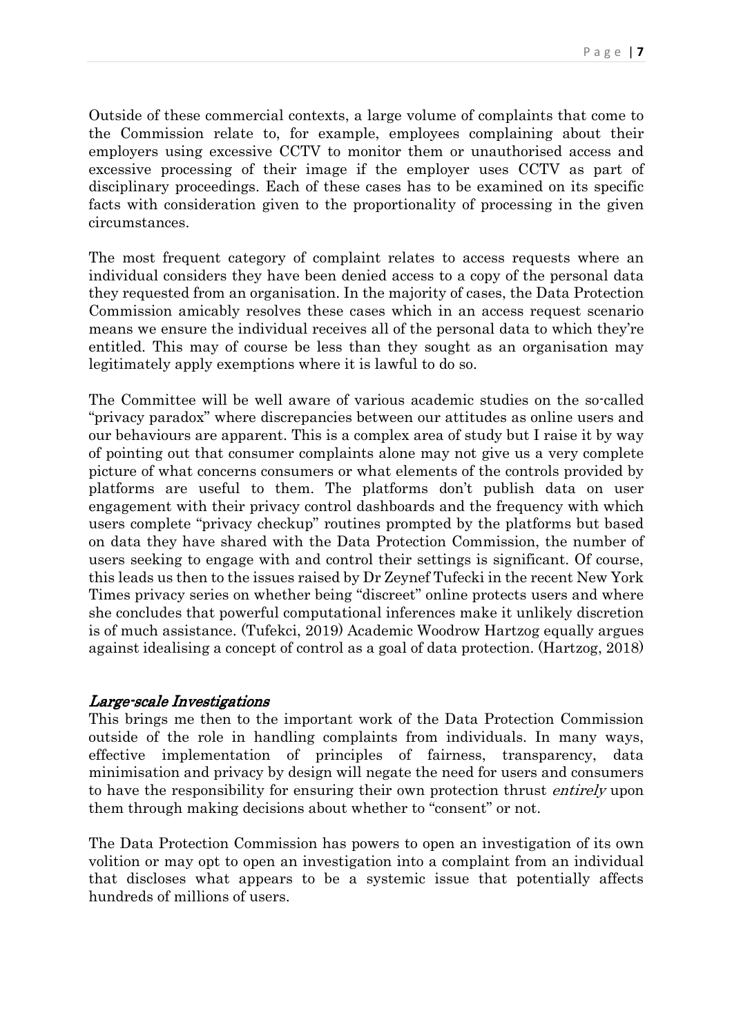Outside of these commercial contexts, a large volume of complaints that come to the Commission relate to, for example, employees complaining about their employers using excessive CCTV to monitor them or unauthorised access and excessive processing of their image if the employer uses CCTV as part of disciplinary proceedings. Each of these cases has to be examined on its specific facts with consideration given to the proportionality of processing in the given circumstances.

The most frequent category of complaint relates to access requests where an individual considers they have been denied access to a copy of the personal data they requested from an organisation. In the majority of cases, the Data Protection Commission amicably resolves these cases which in an access request scenario means we ensure the individual receives all of the personal data to which they're entitled. This may of course be less than they sought as an organisation may legitimately apply exemptions where it is lawful to do so.

The Committee will be well aware of various academic studies on the so-called "privacy paradox" where discrepancies between our attitudes as online users and our behaviours are apparent. This is a complex area of study but I raise it by way of pointing out that consumer complaints alone may not give us a very complete picture of what concerns consumers or what elements of the controls provided by platforms are useful to them. The platforms don't publish data on user engagement with their privacy control dashboards and the frequency with which users complete "privacy checkup" routines prompted by the platforms but based on data they have shared with the Data Protection Commission, the number of users seeking to engage with and control their settings is significant. Of course, this leads us then to the issues raised by Dr Zeynef Tufecki in the recent New York Times privacy series on whether being "discreet" online protects users and where she concludes that powerful computational inferences make it unlikely discretion is of much assistance. (Tufekci, 2019) Academic Woodrow Hartzog equally argues against idealising a concept of control as a goal of data protection. (Hartzog, 2018)

## *Large-scale Investigations*

This brings me then to the important work of the Data Protection Commission outside of the role in handling complaints from individuals. In many ways, effective implementation of principles of fairness, transparency, data minimisation and privacy by design will negate the need for users and consumers to have the responsibility for ensuring their own protection thrust *entirely* upon them through making decisions about whether to "consent" or not.

The Data Protection Commission has powers to open an investigation of its own volition or may opt to open an investigation into a complaint from an individual that discloses what appears to be a systemic issue that potentially affects hundreds of millions of users.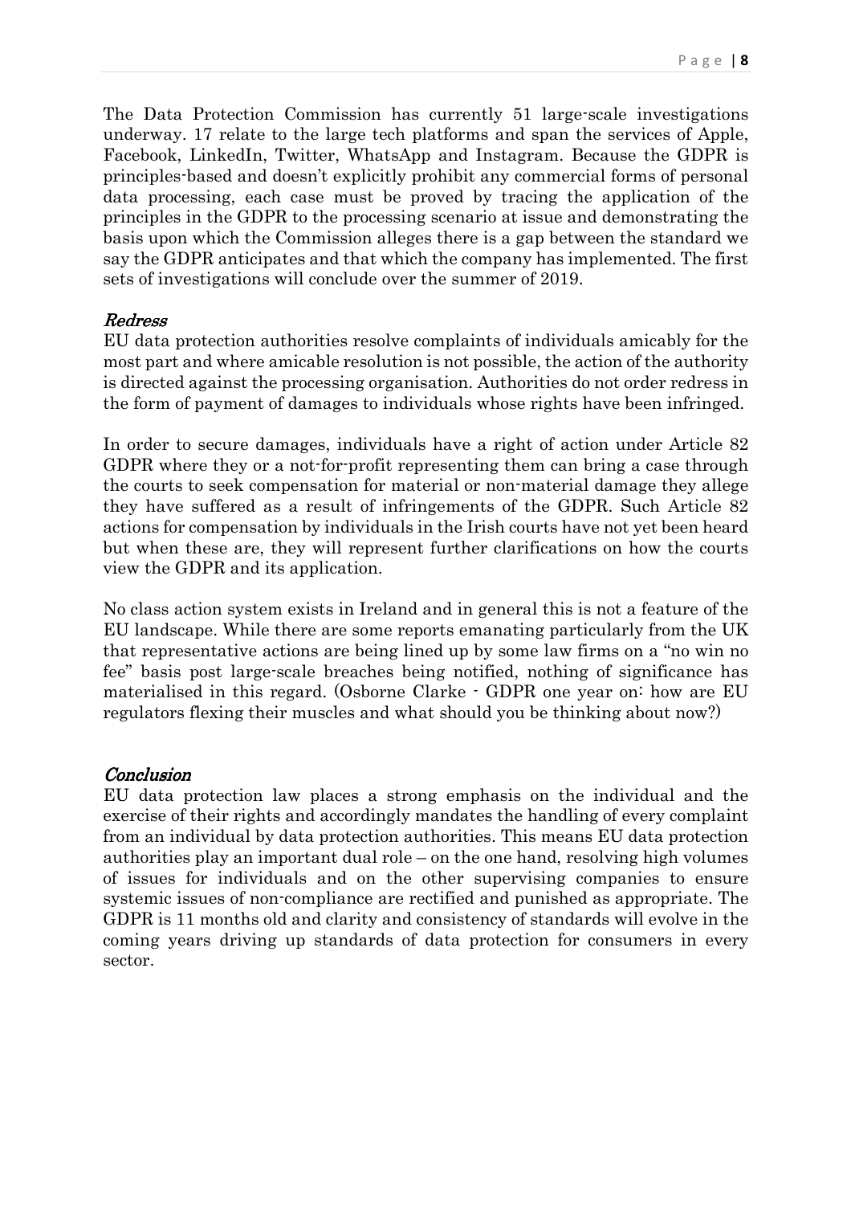The Data Protection Commission has currently 51 large-scale investigations underway. 17 relate to the large tech platforms and span the services of Apple, Facebook, LinkedIn, Twitter, WhatsApp and Instagram. Because the GDPR is principles-based and doesn't explicitly prohibit any commercial forms of personal data processing, each case must be proved by tracing the application of the principles in the GDPR to the processing scenario at issue and demonstrating the basis upon which the Commission alleges there is a gap between the standard we say the GDPR anticipates and that which the company has implemented. The first sets of investigations will conclude over the summer of 2019.

### *Redress*

EU data protection authorities resolve complaints of individuals amicably for the most part and where amicable resolution is not possible, the action of the authority is directed against the processing organisation. Authorities do not order redress in the form of payment of damages to individuals whose rights have been infringed.

In order to secure damages, individuals have a right of action under Article 82 GDPR where they or a not-for-profit representing them can bring a case through the courts to seek compensation for material or non-material damage they allege they have suffered as a result of infringements of the GDPR. Such Article 82 actions for compensation by individuals in the Irish courts have not yet been heard but when these are, they will represent further clarifications on how the courts view the GDPR and its application.

No class action system exists in Ireland and in general this is not a feature of the EU landscape. While there are some reports emanating particularly from the UK that representative actions are being lined up by some law firms on a "no win no fee" basis post large-scale breaches being notified, nothing of significance has materialised in this regard. (Osborne Clarke - GDPR one year on: how are EU regulators flexing their muscles and what should you be thinking about now?)

### *Conclusion*

EU data protection law places a strong emphasis on the individual and the exercise of their rights and accordingly mandates the handling of every complaint from an individual by data protection authorities. This means EU data protection authorities play an important dual role – on the one hand, resolving high volumes of issues for individuals and on the other supervising companies to ensure systemic issues of non-compliance are rectified and punished as appropriate. The GDPR is 11 months old and clarity and consistency of standards will evolve in the coming years driving up standards of data protection for consumers in every sector.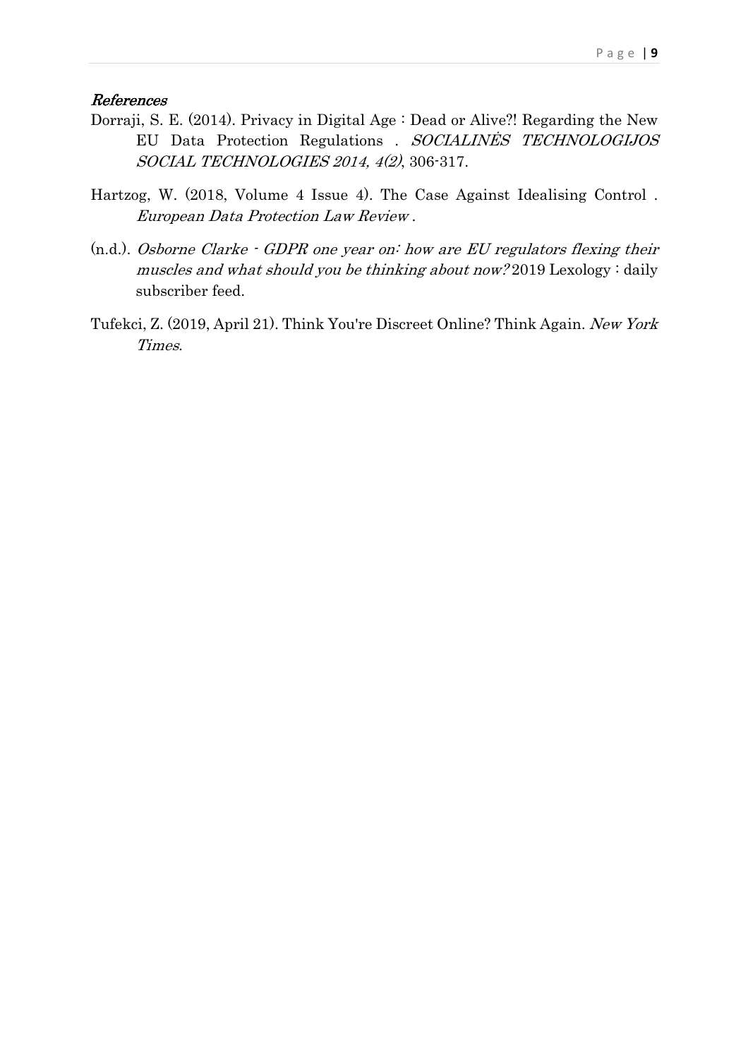## *References*

Dorraji, S. E. (2014). Privacy in Digital Age : Dead or Alive?! Regarding the New EU Data Protection Regulations . *SOCIALINĖS TECHNOLOGIJOS SOCIAL TECHNOLOGIES 2014, 4(2)*, 306-317.

Hartzog, W. (2018, Volume 4 Issue 4). The Case Against Idealising Control . *European Data Protection Law Review* .

(n.d.). *Osborne Clarke - GDPR one year on: how are EU regulators flexing their muscles and what should you be thinking about now?* 2019 Lexology : daily subscriber feed.

Tufekci, Z. (2019, April 21). Think You're Discreet Online? Think Again. *New York Times*.